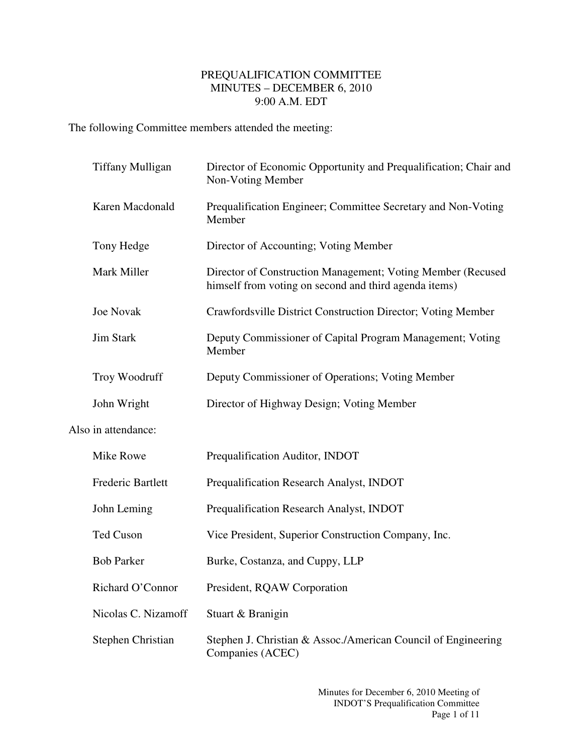# PREQUALIFICATION COMMITTEE
## MINUTES – DECEMBER 6, 2010
### 9:00 A.M. EDT

The following Committee members attended the meeting:

| | |
|---|---|
| Tiffany Mulligan | Director of Economic Opportunity and Prequalification; Chair and Non-Voting Member |
| Karen Macdonald | Prequalification Engineer; Committee Secretary and Non-Voting Member |
| Tony Hedge | Director of Accounting; Voting Member |
| Mark Miller | Director of Construction Management; Voting Member (Recused himself from voting on second and third agenda items) |
| Joe Novak | Crawfordsville District Construction Director; Voting Member |
| Jim Stark | Deputy Commissioner of Capital Program Management; Voting Member |
| Troy Woodruff | Deputy Commissioner of Operations; Voting Member |
| John Wright | Director of Highway Design; Voting Member |

Also in attendance:

| | |
|---|---|
| Mike Rowe | Prequalification Auditor, INDOT |
| Frederic Bartlett | Prequalification Research Analyst, INDOT |
| John Leming | Prequalification Research Analyst, INDOT |
| Ted Cuson | Vice President, Superior Construction Company, Inc. |
| Bob Parker | Burke, Costanza, and Cuppy, LLP |
| Richard O'Connor | President, RQAW Corporation |
| Nicolas C. Nizamoff | Stuart & Branigin |
| Stephen Christian | Stephen J. Christian & Assoc./American Council of Engineering Companies (ACEC) |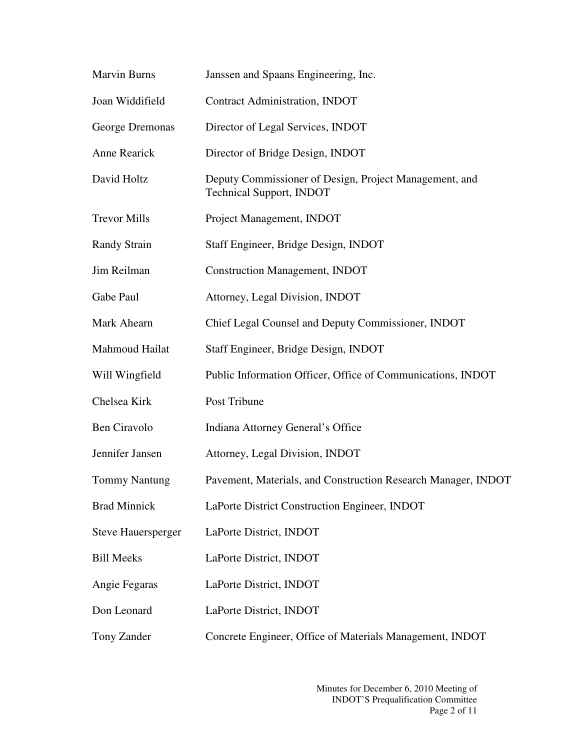| | |
|---|---|
| Marvin Burns | Janssen and Spaans Engineering, Inc. |
| Joan Widdifield | Contract Administration, INDOT |
| George Dremonas | Director of Legal Services, INDOT |
| Anne Rearick | Director of Bridge Design, INDOT |
| David Holtz | Deputy Commissioner of Design, Project Management, and Technical Support, INDOT |
| Trevor Mills | Project Management, INDOT |
| Randy Strain | Staff Engineer, Bridge Design, INDOT |
| Jim Reilman | Construction Management, INDOT |
| Gabe Paul | Attorney, Legal Division, INDOT |
| Mark Ahearn | Chief Legal Counsel and Deputy Commissioner, INDOT |
| Mahmoud Hailat | Staff Engineer, Bridge Design, INDOT |
| Will Wingfield | Public Information Officer, Office of Communications, INDOT |
| Chelsea Kirk | Post Tribune |
| Ben Ciravolo | Indiana Attorney General's Office |
| Jennifer Jansen | Attorney, Legal Division, INDOT |
| Tommy Nantung | Pavement, Materials, and Construction Research Manager, INDOT |
| Brad Minnick | LaPorte District Construction Engineer, INDOT |
| Steve Hauersperger | LaPorte District, INDOT |
| Bill Meeks | LaPorte District, INDOT |
| Angie Fegaras | LaPorte District, INDOT |
| Don Leonard | LaPorte District, INDOT |
| Tony Zander | Concrete Engineer, Office of Materials Management, INDOT |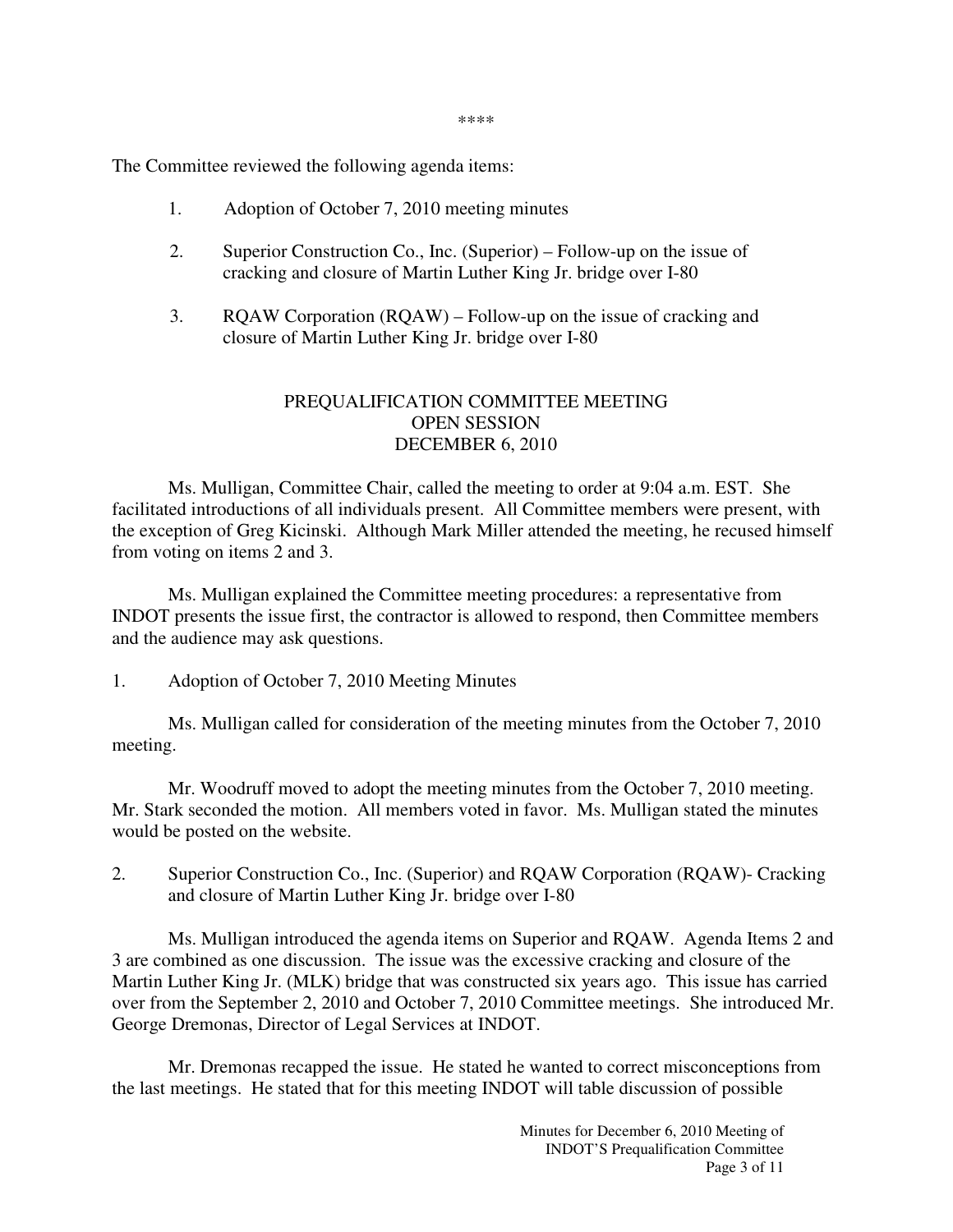\*\*\*\*

The Committee reviewed the following agenda items:

1. Adoption of October 7, 2010 meeting minutes

2. Superior Construction Co., Inc. (Superior) – Follow-up on the issue of cracking and closure of Martin Luther King Jr. bridge over I-80

3. RQAW Corporation (RQAW) – Follow-up on the issue of cracking and closure of Martin Luther King Jr. bridge over I-80

## PREQUALIFICATION COMMITTEE MEETING
## OPEN SESSION
## DECEMBER 6, 2010

Ms. Mulligan, Committee Chair, called the meeting to order at 9:04 a.m. EST. She facilitated introductions of all individuals present. All Committee members were present, with the exception of Greg Kicinski. Although Mark Miller attended the meeting, he recused himself from voting on items 2 and 3.

Ms. Mulligan explained the Committee meeting procedures: a representative from INDOT presents the issue first, the contractor is allowed to respond, then Committee members and the audience may ask questions.

1. Adoption of October 7, 2010 Meeting Minutes

Ms. Mulligan called for consideration of the meeting minutes from the October 7, 2010 meeting.

Mr. Woodruff moved to adopt the meeting minutes from the October 7, 2010 meeting. Mr. Stark seconded the motion. All members voted in favor. Ms. Mulligan stated the minutes would be posted on the website.

2. Superior Construction Co., Inc. (Superior) and RQAW Corporation (RQAW)- Cracking and closure of Martin Luther King Jr. bridge over I-80

Ms. Mulligan introduced the agenda items on Superior and RQAW. Agenda Items 2 and 3 are combined as one discussion. The issue was the excessive cracking and closure of the Martin Luther King Jr. (MLK) bridge that was constructed six years ago. This issue has carried over from the September 2, 2010 and October 7, 2010 Committee meetings. She introduced Mr. George Dremonas, Director of Legal Services at INDOT.

Mr. Dremonas recapped the issue. He stated he wanted to correct misconceptions from the last meetings. He stated that for this meeting INDOT will table discussion of possible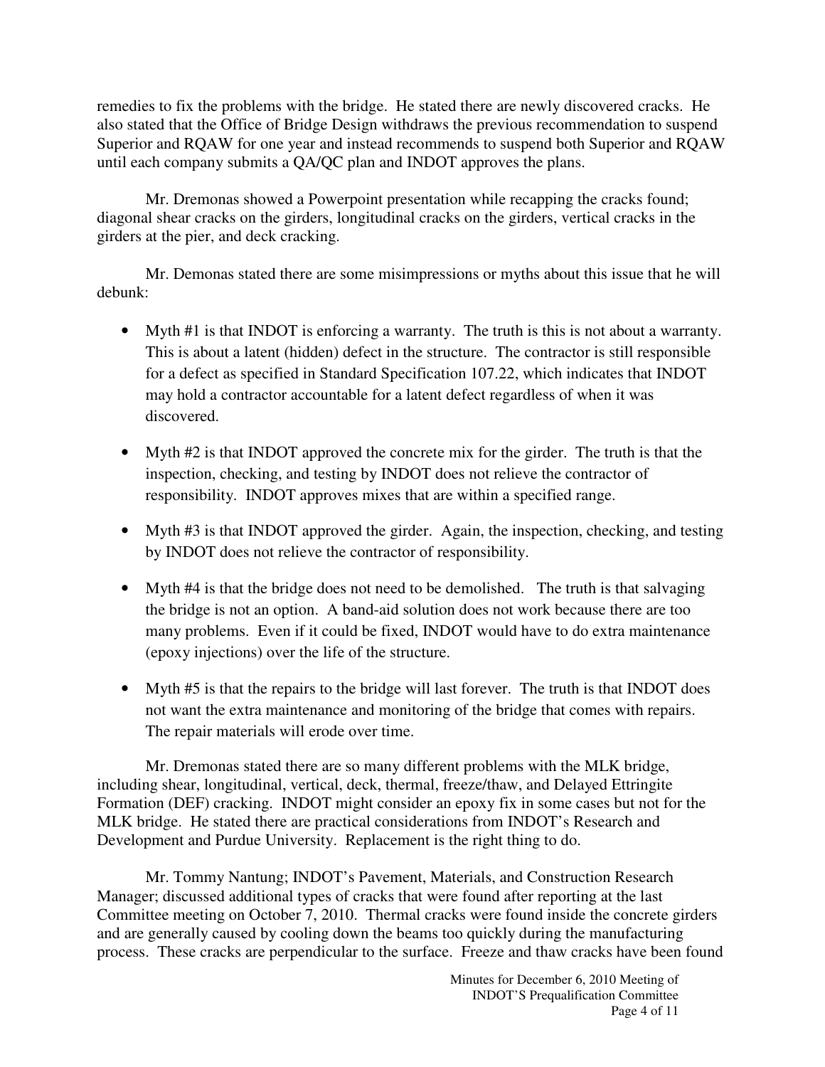remedies to fix the problems with the bridge. He stated there are newly discovered cracks. He also stated that the Office of Bridge Design withdraws the previous recommendation to suspend Superior and RQAW for one year and instead recommends to suspend both Superior and RQAW until each company submits a QA/QC plan and INDOT approves the plans.

Mr. Dremonas showed a Powerpoint presentation while recapping the cracks found; diagonal shear cracks on the girders, longitudinal cracks on the girders, vertical cracks in the girders at the pier, and deck cracking.

Mr. Demonas stated there are some misimpressions or myths about this issue that he will debunk:

- Myth #1 is that INDOT is enforcing a warranty. The truth is this is not about a warranty. This is about a latent (hidden) defect in the structure. The contractor is still responsible for a defect as specified in Standard Specification 107.22, which indicates that INDOT may hold a contractor accountable for a latent defect regardless of when it was discovered.
- Myth #2 is that INDOT approved the concrete mix for the girder. The truth is that the inspection, checking, and testing by INDOT does not relieve the contractor of responsibility. INDOT approves mixes that are within a specified range.
- Myth #3 is that INDOT approved the girder. Again, the inspection, checking, and testing by INDOT does not relieve the contractor of responsibility.
- Myth #4 is that the bridge does not need to be demolished. The truth is that salvaging the bridge is not an option. A band-aid solution does not work because there are too many problems. Even if it could be fixed, INDOT would have to do extra maintenance (epoxy injections) over the life of the structure.
- Myth #5 is that the repairs to the bridge will last forever. The truth is that INDOT does not want the extra maintenance and monitoring of the bridge that comes with repairs. The repair materials will erode over time.

Mr. Dremonas stated there are so many different problems with the MLK bridge, including shear, longitudinal, vertical, deck, thermal, freeze/thaw, and Delayed Ettringite Formation (DEF) cracking. INDOT might consider an epoxy fix in some cases but not for the MLK bridge. He stated there are practical considerations from INDOT's Research and Development and Purdue University. Replacement is the right thing to do.

Mr. Tommy Nantung; INDOT's Pavement, Materials, and Construction Research Manager; discussed additional types of cracks that were found after reporting at the last Committee meeting on October 7, 2010. Thermal cracks were found inside the concrete girders and are generally caused by cooling down the beams too quickly during the manufacturing process. These cracks are perpendicular to the surface. Freeze and thaw cracks have been found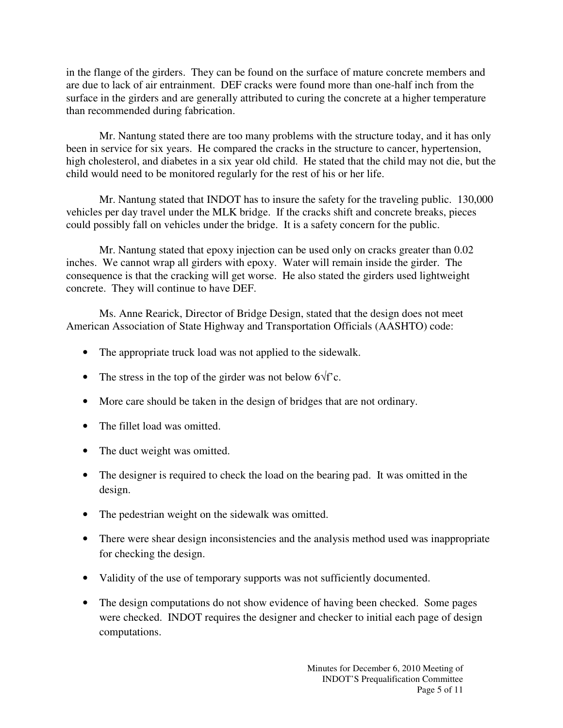in the flange of the girders. They can be found on the surface of mature concrete members and are due to lack of air entrainment. DEF cracks were found more than one-half inch from the surface in the girders and are generally attributed to curing the concrete at a higher temperature than recommended during fabrication.

Mr. Nantung stated there are too many problems with the structure today, and it has only been in service for six years. He compared the cracks in the structure to cancer, hypertension, high cholesterol, and diabetes in a six year old child. He stated that the child may not die, but the child would need to be monitored regularly for the rest of his or her life.

Mr. Nantung stated that INDOT has to insure the safety for the traveling public. 130,000 vehicles per day travel under the MLK bridge. If the cracks shift and concrete breaks, pieces could possibly fall on vehicles under the bridge. It is a safety concern for the public.

Mr. Nantung stated that epoxy injection can be used only on cracks greater than 0.02 inches. We cannot wrap all girders with epoxy. Water will remain inside the girder. The consequence is that the cracking will get worse. He also stated the girders used lightweight concrete. They will continue to have DEF.

Ms. Anne Rearick, Director of Bridge Design, stated that the design does not meet American Association of State Highway and Transportation Officials (AASHTO) code:

- The appropriate truck load was not applied to the sidewalk.
- The stress in the top of the girder was not below $6\sqrt{f'c}$.
- More care should be taken in the design of bridges that are not ordinary.
- The fillet load was omitted.
- The duct weight was omitted.
- The designer is required to check the load on the bearing pad. It was omitted in the design.
- The pedestrian weight on the sidewalk was omitted.
- There were shear design inconsistencies and the analysis method used was inappropriate for checking the design.
- Validity of the use of temporary supports was not sufficiently documented.
- The design computations do not show evidence of having been checked. Some pages were checked. INDOT requires the designer and checker to initial each page of design computations.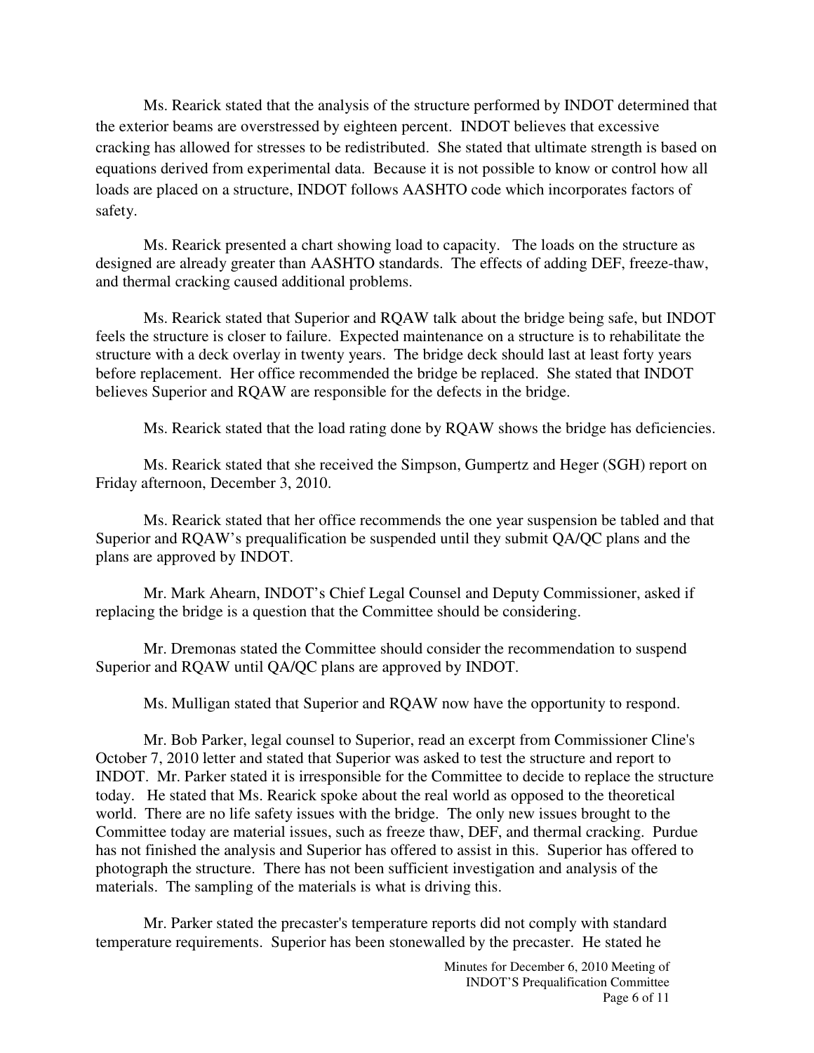Ms. Rearick stated that the analysis of the structure performed by INDOT determined that the exterior beams are overstressed by eighteen percent. INDOT believes that excessive cracking has allowed for stresses to be redistributed. She stated that ultimate strength is based on equations derived from experimental data. Because it is not possible to know or control how all loads are placed on a structure, INDOT follows AASHTO code which incorporates factors of safety.

Ms. Rearick presented a chart showing load to capacity. The loads on the structure as designed are already greater than AASHTO standards. The effects of adding DEF, freeze-thaw, and thermal cracking caused additional problems.

Ms. Rearick stated that Superior and RQAW talk about the bridge being safe, but INDOT feels the structure is closer to failure. Expected maintenance on a structure is to rehabilitate the structure with a deck overlay in twenty years. The bridge deck should last at least forty years before replacement. Her office recommended the bridge be replaced. She stated that INDOT believes Superior and RQAW are responsible for the defects in the bridge.

Ms. Rearick stated that the load rating done by RQAW shows the bridge has deficiencies.

Ms. Rearick stated that she received the Simpson, Gumpertz and Heger (SGH) report on Friday afternoon, December 3, 2010.

Ms. Rearick stated that her office recommends the one year suspension be tabled and that Superior and RQAW's prequalification be suspended until they submit QA/QC plans and the plans are approved by INDOT.

Mr. Mark Ahearn, INDOT's Chief Legal Counsel and Deputy Commissioner, asked if replacing the bridge is a question that the Committee should be considering.

Mr. Dremonas stated the Committee should consider the recommendation to suspend Superior and RQAW until QA/QC plans are approved by INDOT.

Ms. Mulligan stated that Superior and RQAW now have the opportunity to respond.

Mr. Bob Parker, legal counsel to Superior, read an excerpt from Commissioner Cline's October 7, 2010 letter and stated that Superior was asked to test the structure and report to INDOT. Mr. Parker stated it is irresponsible for the Committee to decide to replace the structure today. He stated that Ms. Rearick spoke about the real world as opposed to the theoretical world. There are no life safety issues with the bridge. The only new issues brought to the Committee today are material issues, such as freeze thaw, DEF, and thermal cracking. Purdue has not finished the analysis and Superior has offered to assist in this. Superior has offered to photograph the structure. There has not been sufficient investigation and analysis of the materials. The sampling of the materials is what is driving this.

Mr. Parker stated the precaster's temperature reports did not comply with standard temperature requirements. Superior has been stonewalled by the precaster. He stated he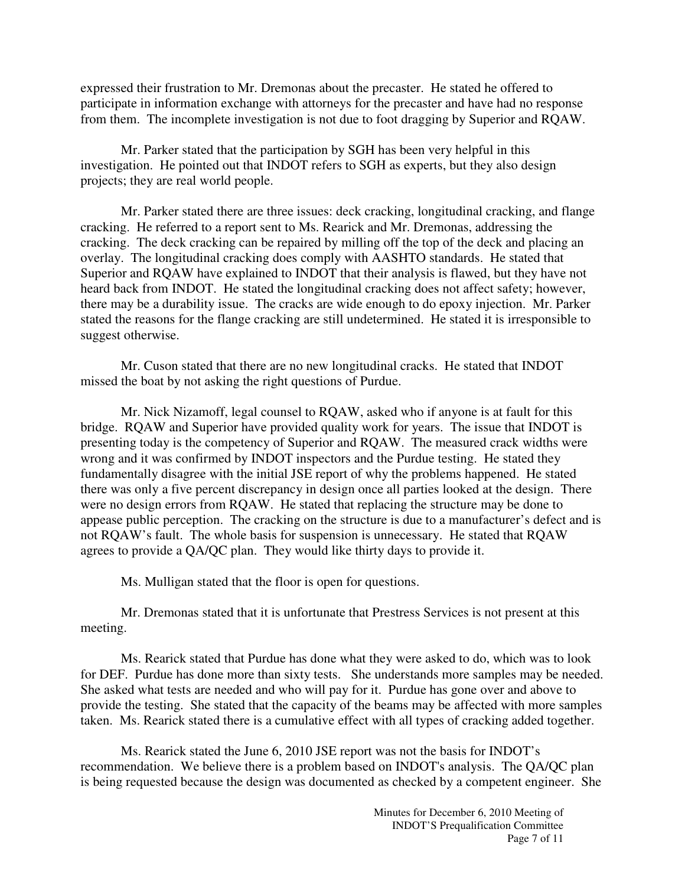expressed their frustration to Mr. Dremonas about the precaster. He stated he offered to participate in information exchange with attorneys for the precaster and have had no response from them. The incomplete investigation is not due to foot dragging by Superior and RQAW.

Mr. Parker stated that the participation by SGH has been very helpful in this investigation. He pointed out that INDOT refers to SGH as experts, but they also design projects; they are real world people.

Mr. Parker stated there are three issues: deck cracking, longitudinal cracking, and flange cracking. He referred to a report sent to Ms. Rearick and Mr. Dremonas, addressing the cracking. The deck cracking can be repaired by milling off the top of the deck and placing an overlay. The longitudinal cracking does comply with AASHTO standards. He stated that Superior and RQAW have explained to INDOT that their analysis is flawed, but they have not heard back from INDOT. He stated the longitudinal cracking does not affect safety; however, there may be a durability issue. The cracks are wide enough to do epoxy injection. Mr. Parker stated the reasons for the flange cracking are still undetermined. He stated it is irresponsible to suggest otherwise.

Mr. Cuson stated that there are no new longitudinal cracks. He stated that INDOT missed the boat by not asking the right questions of Purdue.

Mr. Nick Nizamoff, legal counsel to RQAW, asked who if anyone is at fault for this bridge. RQAW and Superior have provided quality work for years. The issue that INDOT is presenting today is the competency of Superior and RQAW. The measured crack widths were wrong and it was confirmed by INDOT inspectors and the Purdue testing. He stated they fundamentally disagree with the initial JSE report of why the problems happened. He stated there was only a five percent discrepancy in design once all parties looked at the design. There were no design errors from RQAW. He stated that replacing the structure may be done to appease public perception. The cracking on the structure is due to a manufacturer's defect and is not RQAW's fault. The whole basis for suspension is unnecessary. He stated that RQAW agrees to provide a QA/QC plan. They would like thirty days to provide it.

Ms. Mulligan stated that the floor is open for questions.

Mr. Dremonas stated that it is unfortunate that Prestress Services is not present at this meeting.

Ms. Rearick stated that Purdue has done what they were asked to do, which was to look for DEF. Purdue has done more than sixty tests. She understands more samples may be needed. She asked what tests are needed and who will pay for it. Purdue has gone over and above to provide the testing. She stated that the capacity of the beams may be affected with more samples taken. Ms. Rearick stated there is a cumulative effect with all types of cracking added together.

Ms. Rearick stated the June 6, 2010 JSE report was not the basis for INDOT's recommendation. We believe there is a problem based on INDOT's analysis. The QA/QC plan is being requested because the design was documented as checked by a competent engineer. She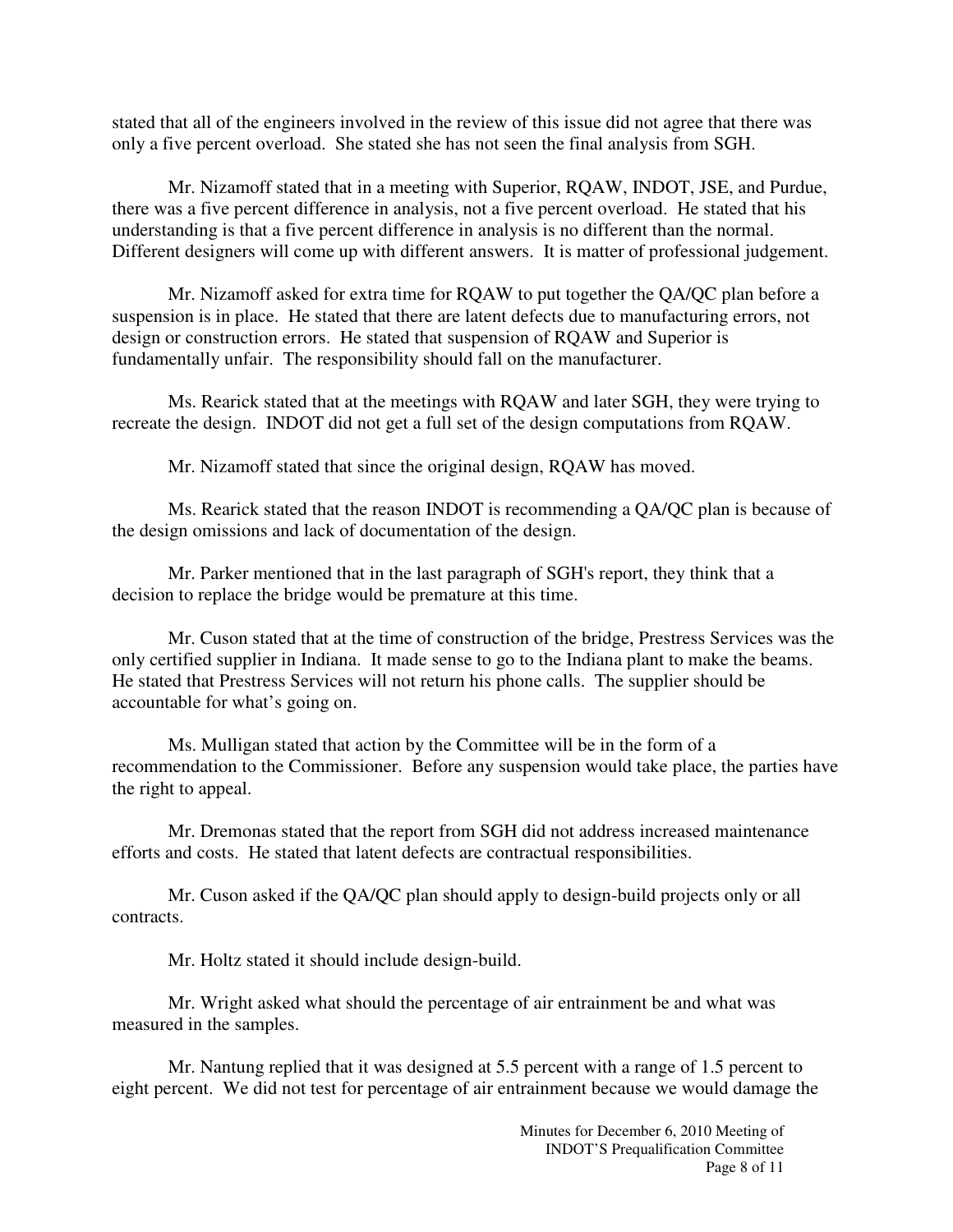stated that all of the engineers involved in the review of this issue did not agree that there was only a five percent overload. She stated she has not seen the final analysis from SGH.

Mr. Nizamoff stated that in a meeting with Superior, RQAW, INDOT, JSE, and Purdue, there was a five percent difference in analysis, not a five percent overload. He stated that his understanding is that a five percent difference in analysis is no different than the normal. Different designers will come up with different answers. It is matter of professional judgement.

Mr. Nizamoff asked for extra time for RQAW to put together the QA/QC plan before a suspension is in place. He stated that there are latent defects due to manufacturing errors, not design or construction errors. He stated that suspension of RQAW and Superior is fundamentally unfair. The responsibility should fall on the manufacturer.

Ms. Rearick stated that at the meetings with RQAW and later SGH, they were trying to recreate the design. INDOT did not get a full set of the design computations from RQAW.

Mr. Nizamoff stated that since the original design, RQAW has moved.

Ms. Rearick stated that the reason INDOT is recommending a QA/QC plan is because of the design omissions and lack of documentation of the design.

Mr. Parker mentioned that in the last paragraph of SGH's report, they think that a decision to replace the bridge would be premature at this time.

Mr. Cuson stated that at the time of construction of the bridge, Prestress Services was the only certified supplier in Indiana. It made sense to go to the Indiana plant to make the beams. He stated that Prestress Services will not return his phone calls. The supplier should be accountable for what's going on.

Ms. Mulligan stated that action by the Committee will be in the form of a recommendation to the Commissioner. Before any suspension would take place, the parties have the right to appeal.

Mr. Dremonas stated that the report from SGH did not address increased maintenance efforts and costs. He stated that latent defects are contractual responsibilities.

Mr. Cuson asked if the QA/QC plan should apply to design-build projects only or all contracts.

Mr. Holtz stated it should include design-build.

Mr. Wright asked what should the percentage of air entrainment be and what was measured in the samples.

Mr. Nantung replied that it was designed at 5.5 percent with a range of 1.5 percent to eight percent. We did not test for percentage of air entrainment because we would damage the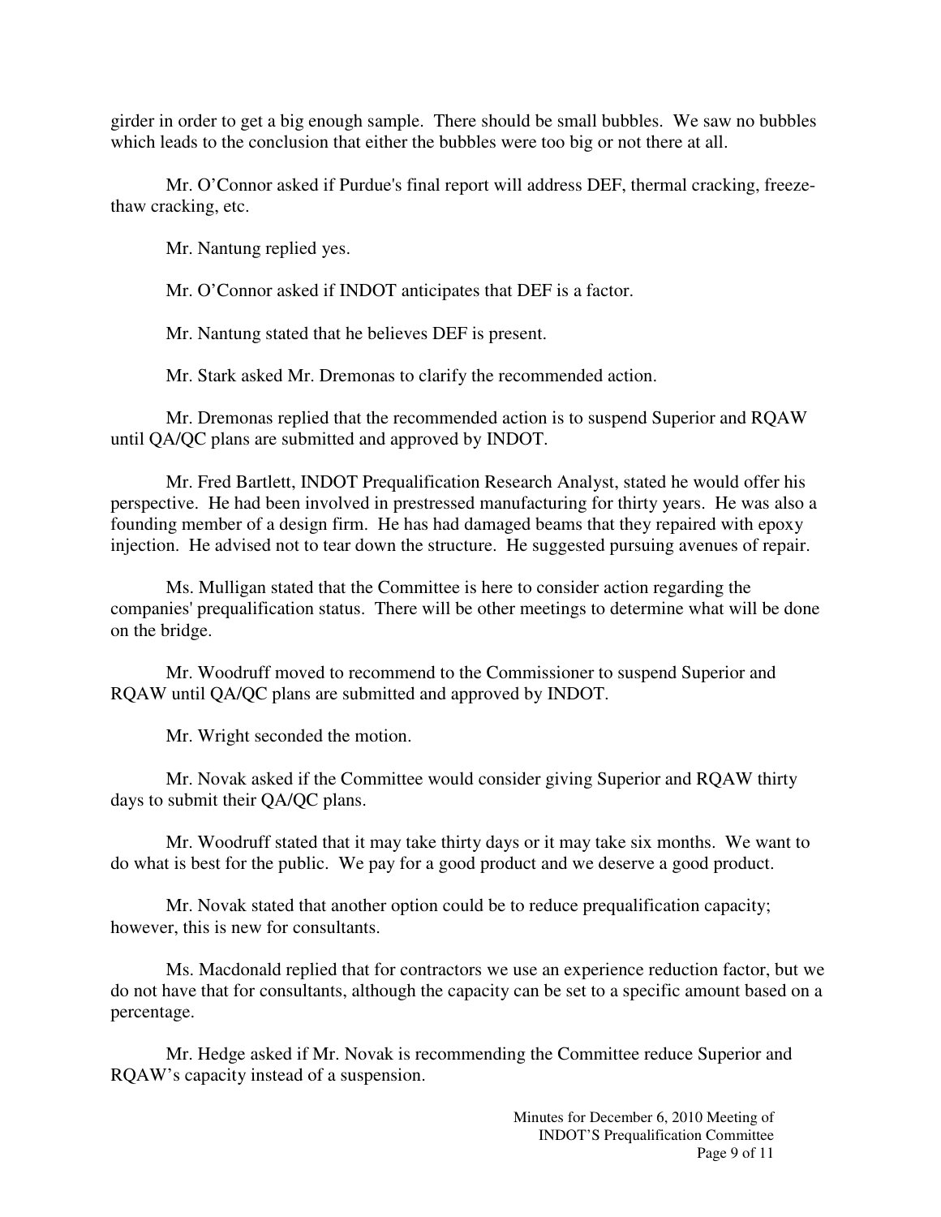girder in order to get a big enough sample. There should be small bubbles. We saw no bubbles which leads to the conclusion that either the bubbles were too big or not there at all.

Mr. O'Connor asked if Purdue's final report will address DEF, thermal cracking, freeze-thaw cracking, etc.

Mr. Nantung replied yes.

Mr. O'Connor asked if INDOT anticipates that DEF is a factor.

Mr. Nantung stated that he believes DEF is present.

Mr. Stark asked Mr. Dremonas to clarify the recommended action.

Mr. Dremonas replied that the recommended action is to suspend Superior and RQAW until QA/QC plans are submitted and approved by INDOT.

Mr. Fred Bartlett, INDOT Prequalification Research Analyst, stated he would offer his perspective. He had been involved in prestressed manufacturing for thirty years. He was also a founding member of a design firm. He has had damaged beams that they repaired with epoxy injection. He advised not to tear down the structure. He suggested pursuing avenues of repair.

Ms. Mulligan stated that the Committee is here to consider action regarding the companies' prequalification status. There will be other meetings to determine what will be done on the bridge.

Mr. Woodruff moved to recommend to the Commissioner to suspend Superior and RQAW until QA/QC plans are submitted and approved by INDOT.

Mr. Wright seconded the motion.

Mr. Novak asked if the Committee would consider giving Superior and RQAW thirty days to submit their QA/QC plans.

Mr. Woodruff stated that it may take thirty days or it may take six months. We want to do what is best for the public. We pay for a good product and we deserve a good product.

Mr. Novak stated that another option could be to reduce prequalification capacity; however, this is new for consultants.

Ms. Macdonald replied that for contractors we use an experience reduction factor, but we do not have that for consultants, although the capacity can be set to a specific amount based on a percentage.

Mr. Hedge asked if Mr. Novak is recommending the Committee reduce Superior and RQAW's capacity instead of a suspension.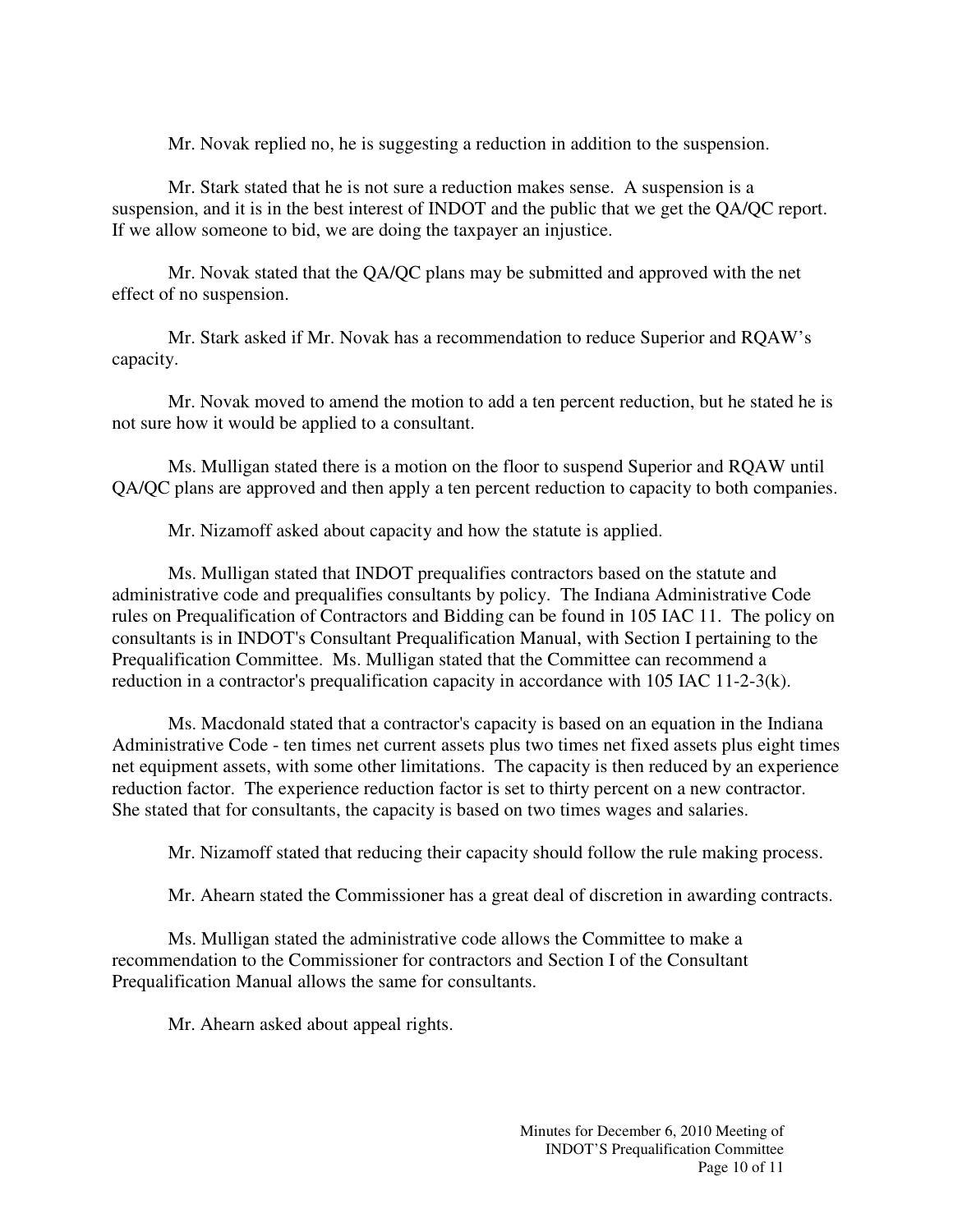Mr. Novak replied no, he is suggesting a reduction in addition to the suspension.

Mr. Stark stated that he is not sure a reduction makes sense. A suspension is a suspension, and it is in the best interest of INDOT and the public that we get the QA/QC report. If we allow someone to bid, we are doing the taxpayer an injustice.

Mr. Novak stated that the QA/QC plans may be submitted and approved with the net effect of no suspension.

Mr. Stark asked if Mr. Novak has a recommendation to reduce Superior and RQAW's capacity.

Mr. Novak moved to amend the motion to add a ten percent reduction, but he stated he is not sure how it would be applied to a consultant.

Ms. Mulligan stated there is a motion on the floor to suspend Superior and RQAW until QA/QC plans are approved and then apply a ten percent reduction to capacity to both companies.

Mr. Nizamoff asked about capacity and how the statute is applied.

Ms. Mulligan stated that INDOT prequalifies contractors based on the statute and administrative code and prequalifies consultants by policy. The Indiana Administrative Code rules on Prequalification of Contractors and Bidding can be found in 105 IAC 11. The policy on consultants is in INDOT's Consultant Prequalification Manual, with Section I pertaining to the Prequalification Committee. Ms. Mulligan stated that the Committee can recommend a reduction in a contractor's prequalification capacity in accordance with 105 IAC 11-2-3(k).

Ms. Macdonald stated that a contractor's capacity is based on an equation in the Indiana Administrative Code - ten times net current assets plus two times net fixed assets plus eight times net equipment assets, with some other limitations. The capacity is then reduced by an experience reduction factor. The experience reduction factor is set to thirty percent on a new contractor. She stated that for consultants, the capacity is based on two times wages and salaries.

Mr. Nizamoff stated that reducing their capacity should follow the rule making process.

Mr. Ahearn stated the Commissioner has a great deal of discretion in awarding contracts.

Ms. Mulligan stated the administrative code allows the Committee to make a recommendation to the Commissioner for contractors and Section I of the Consultant Prequalification Manual allows the same for consultants.

Mr. Ahearn asked about appeal rights.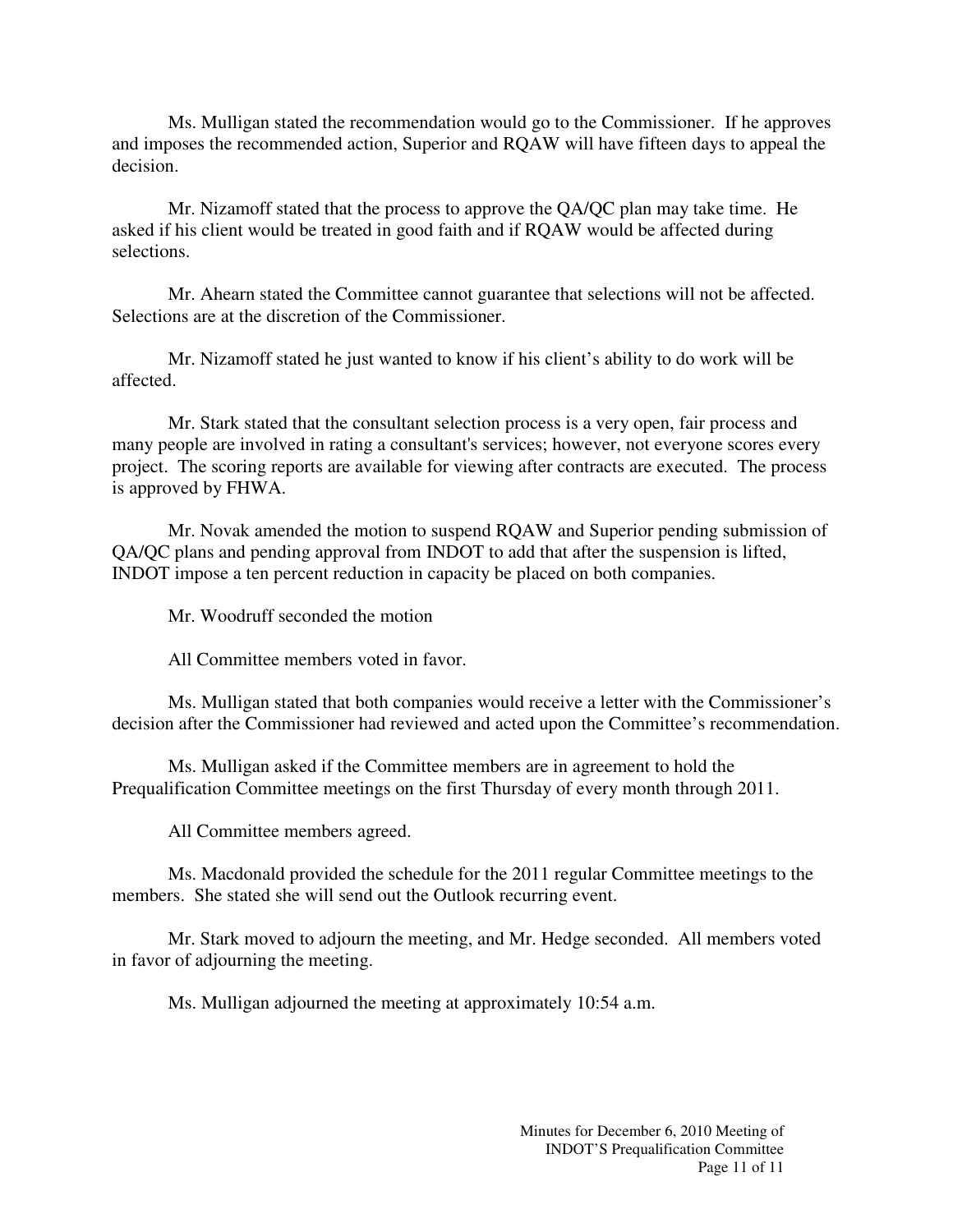Ms. Mulligan stated the recommendation would go to the Commissioner. If he approves and imposes the recommended action, Superior and RQAW will have fifteen days to appeal the decision.

Mr. Nizamoff stated that the process to approve the QA/QC plan may take time. He asked if his client would be treated in good faith and if RQAW would be affected during selections.

Mr. Ahearn stated the Committee cannot guarantee that selections will not be affected. Selections are at the discretion of the Commissioner.

Mr. Nizamoff stated he just wanted to know if his client's ability to do work will be affected.

Mr. Stark stated that the consultant selection process is a very open, fair process and many people are involved in rating a consultant's services; however, not everyone scores every project. The scoring reports are available for viewing after contracts are executed. The process is approved by FHWA.

Mr. Novak amended the motion to suspend RQAW and Superior pending submission of QA/QC plans and pending approval from INDOT to add that after the suspension is lifted, INDOT impose a ten percent reduction in capacity be placed on both companies.

Mr. Woodruff seconded the motion

All Committee members voted in favor.

Ms. Mulligan stated that both companies would receive a letter with the Commissioner's decision after the Commissioner had reviewed and acted upon the Committee's recommendation.

Ms. Mulligan asked if the Committee members are in agreement to hold the Prequalification Committee meetings on the first Thursday of every month through 2011.

All Committee members agreed.

Ms. Macdonald provided the schedule for the 2011 regular Committee meetings to the members. She stated she will send out the Outlook recurring event.

Mr. Stark moved to adjourn the meeting, and Mr. Hedge seconded. All members voted in favor of adjourning the meeting.

Ms. Mulligan adjourned the meeting at approximately 10:54 a.m.